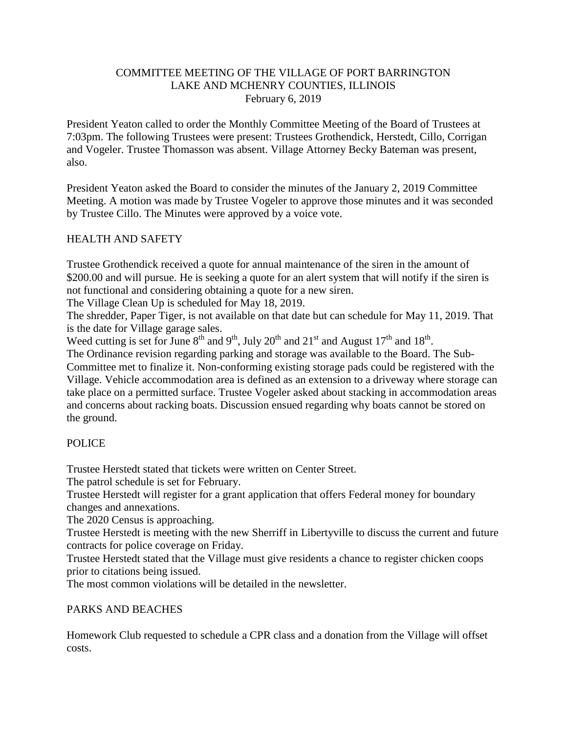# COMMITTEE MEETING OF THE VILLAGE OF PORT BARRINGTON
## LAKE AND MCHENRY COUNTIES, ILLINOIS
February 6, 2019

President Yeaton called to order the Monthly Committee Meeting of the Board of Trustees at 7:03pm. The following Trustees were present: Trustees Grothendick, Herstedt, Cillo, Corrigan and Vogeler. Trustee Thomasson was absent. Village Attorney Becky Bateman was present, also.

President Yeaton asked the Board to consider the minutes of the January 2, 2019 Committee Meeting. A motion was made by Trustee Vogeler to approve those minutes and it was seconded by Trustee Cillo. The Minutes were approved by a voice vote.

## HEALTH AND SAFETY

Trustee Grothendick received a quote for annual maintenance of the siren in the amount of $200.00 and will pursue. He is seeking a quote for an alert system that will notify if the siren is not functional and considering obtaining a quote for a new siren.

The Village Clean Up is scheduled for May 18, 2019.

The shredder, Paper Tiger, is not available on that date but can schedule for May 11, 2019. That is the date for Village garage sales.

Weed cutting is set for June 8th and 9th, July 20th and 21st and August 17th and 18th.

The Ordinance revision regarding parking and storage was available to the Board. The Sub-Committee met to finalize it. Non-conforming existing storage pads could be registered with the Village. Vehicle accommodation area is defined as an extension to a driveway where storage can take place on a permitted surface. Trustee Vogeler asked about stacking in accommodation areas and concerns about racking boats. Discussion ensued regarding why boats cannot be stored on the ground.

## POLICE

Trustee Herstedt stated that tickets were written on Center Street.

The patrol schedule is set for February.

Trustee Herstedt will register for a grant application that offers Federal money for boundary changes and annexations.

The 2020 Census is approaching.

Trustee Herstedt is meeting with the new Sherriff in Libertyville to discuss the current and future contracts for police coverage on Friday.

Trustee Herstedt stated that the Village must give residents a chance to register chicken coops prior to citations being issued.

The most common violations will be detailed in the newsletter.

## PARKS AND BEACHES

Homework Club requested to schedule a CPR class and a donation from the Village will offset costs.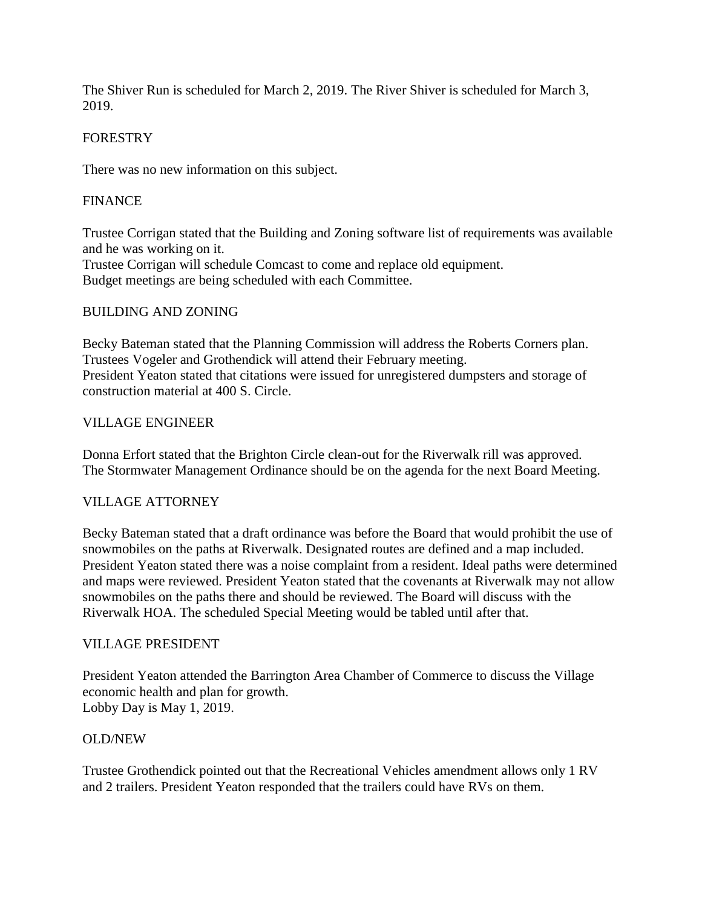The Shiver Run is scheduled for March 2, 2019. The River Shiver is scheduled for March 3, 2019.

FORESTRY

There was no new information on this subject.

FINANCE

Trustee Corrigan stated that the Building and Zoning software list of requirements was available and he was working on it.
Trustee Corrigan will schedule Comcast to come and replace old equipment.
Budget meetings are being scheduled with each Committee.

BUILDING AND ZONING

Becky Bateman stated that the Planning Commission will address the Roberts Corners plan. Trustees Vogeler and Grothendick will attend their February meeting.
President Yeaton stated that citations were issued for unregistered dumpsters and storage of construction material at 400 S. Circle.

VILLAGE ENGINEER

Donna Erfort stated that the Brighton Circle clean-out for the Riverwalk rill was approved.
The Stormwater Management Ordinance should be on the agenda for the next Board Meeting.

VILLAGE ATTORNEY

Becky Bateman stated that a draft ordinance was before the Board that would prohibit the use of snowmobiles on the paths at Riverwalk. Designated routes are defined and a map included. President Yeaton stated there was a noise complaint from a resident. Ideal paths were determined and maps were reviewed. President Yeaton stated that the covenants at Riverwalk may not allow snowmobiles on the paths there and should be reviewed. The Board will discuss with the Riverwalk HOA. The scheduled Special Meeting would be tabled until after that.

VILLAGE PRESIDENT

President Yeaton attended the Barrington Area Chamber of Commerce to discuss the Village economic health and plan for growth.
Lobby Day is May 1, 2019.

OLD/NEW

Trustee Grothendick pointed out that the Recreational Vehicles amendment allows only 1 RV and 2 trailers. President Yeaton responded that the trailers could have RVs on them.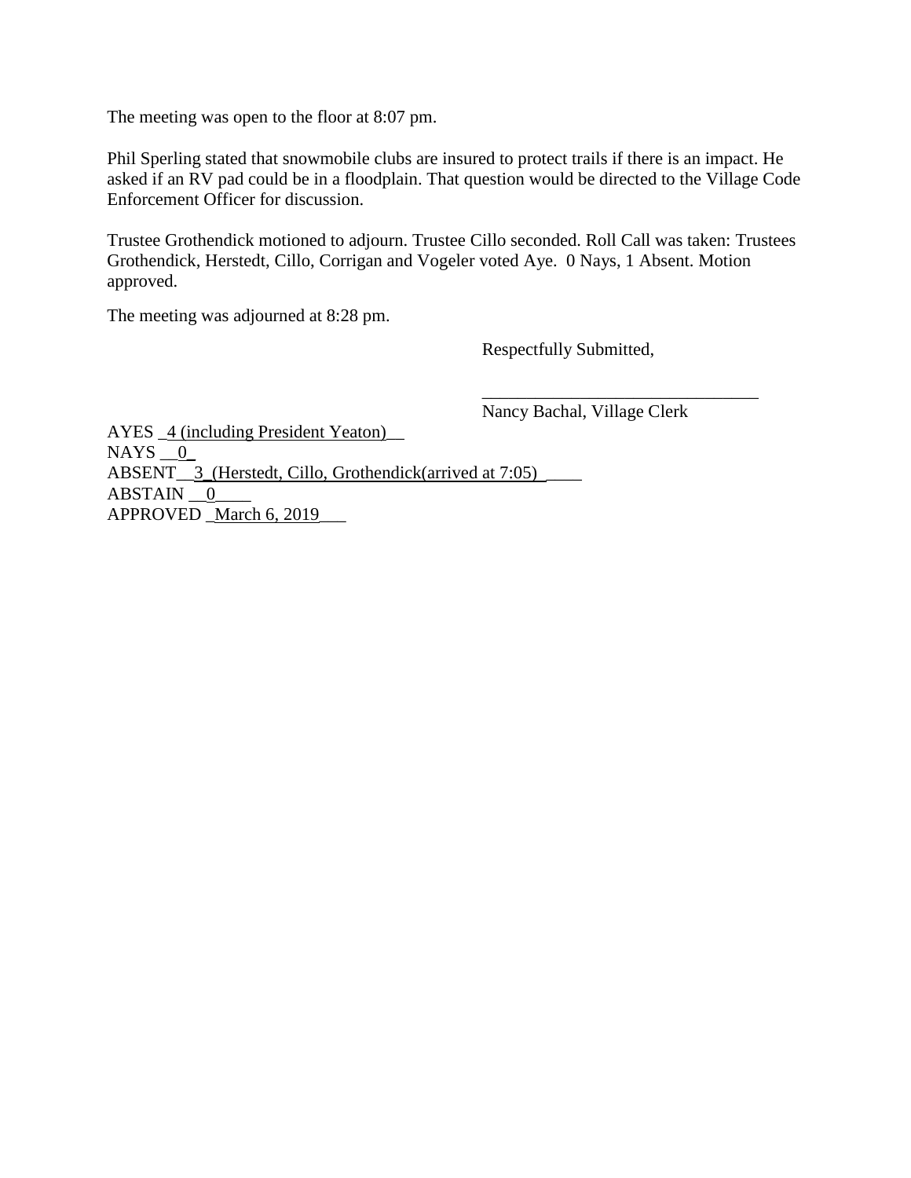The meeting was open to the floor at 8:07 pm.

Phil Sperling stated that snowmobile clubs are insured to protect trails if there is an impact. He asked if an RV pad could be in a floodplain. That question would be directed to the Village Code Enforcement Officer for discussion.

Trustee Grothendick motioned to adjourn. Trustee Cillo seconded. Roll Call was taken: Trustees Grothendick, Herstedt, Cillo, Corrigan and Vogeler voted Aye. 0 Nays, 1 Absent. Motion approved.

The meeting was adjourned at 8:28 pm.

Respectfully Submitted,

_______________________________

Nancy Bachal, Village Clerk

AYES _4 (including President Yeaton)__
NAYS __0_
ABSENT__3_(Herstedt, Cillo, Grothendick(arrived at 7:05) _____
ABSTAIN __0____
APPROVED _March 6, 2019___